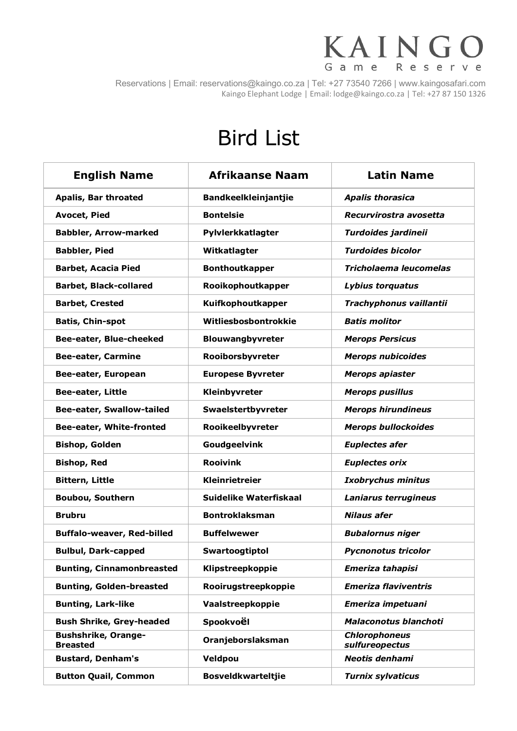# KAINGO
Game Reserve

Reservations | Email: reservations@kaingo.co.za | Tel: +27 73540 7266 | www.kaingosafari.com
Kaingo Elephant Lodge | Email: lodge@kaingo.co.za | Tel: +27 87 150 1326

# Bird List

| English Name | Afrikaanse Naam | Latin Name |
|---|---|---|
| **Apalis, Bar throated** | **Bandkeelkleinjantjie** | ***Apalis thorasica*** |
| **Avocet, Pied** | **Bontelsie** | ***Recurvirostra avosetta*** |
| **Babbler, Arrow-marked** | **Pylvlerkkatlagter** | ***Turdoides jardineii*** |
| **Babbler, Pied** | **Witkatlagter** | ***Turdoides bicolor*** |
| **Barbet, Acacia Pied** | **Bonthoutkapper** | ***Tricholaema leucomelas*** |
| **Barbet, Black-collared** | **Rooikophoutkapper** | ***Lybius torquatus*** |
| **Barbet, Crested** | **Kuifkophoutkapper** | ***Trachyphonus vaillantii*** |
| **Batis, Chin-spot** | **Witliesbosbontrokkie** | ***Batis molitor*** |
| **Bee-eater, Blue-cheeked** | **Blouwangbyvreter** | ***Merops Persicus*** |
| **Bee-eater, Carmine** | **Rooiborsbyvreter** | ***Merops nubicoides*** |
| **Bee-eater, European** | **Europese Byvreter** | ***Merops apiaster*** |
| **Bee-eater, Little** | **Kleinbyvreter** | ***Merops pusillus*** |
| **Bee-eater, Swallow-tailed** | **Swaelstertbyvreter** | ***Merops hirundineus*** |
| **Bee-eater, White-fronted** | **Rooikeelbyvreter** | ***Merops bullockoides*** |
| **Bishop, Golden** | **Goudgeelvink** | ***Euplectes afer*** |
| **Bishop, Red** | **Rooivink** | ***Euplectes orix*** |
| **Bittern, Little** | **Kleinrietreier** | ***Ixobrychus minitus*** |
| **Boubou, Southern** | **Suidelike Waterfiskaal** | ***Laniarus terrugineus*** |
| **Brubru** | **Bontroklaksman** | ***Nilaus afer*** |
| **Buffalo-weaver, Red-billed** | **Buffelwewer** | ***Bubalornus niger*** |
| **Bulbul, Dark-capped** | **Swartoogtiptol** | ***Pycnonotus tricolor*** |
| **Bunting, Cinnamonbreasted** | **Klipstreepkoppie** | ***Emeriza tahapisi*** |
| **Bunting, Golden-breasted** | **Rooirugstreepkoppie** | ***Emeriza flaviventris*** |
| **Bunting, Lark-like** | **Vaalstreepkoppie** | ***Emeriza impetuani*** |
| **Bush Shrike, Grey-headed** | **Spookvoël** | ***Malaconotus blanchoti*** |
| **Bushshrike, Orange-Breasted** | **Oranjeborslaksman** | ***Chlorophoneus sulfureopectus*** |
| **Bustard, Denham's** | **Veldpou** | ***Neotis denhami*** |
| **Button Quail, Common** | **Bosveldkwarteltjie** | ***Turnix sylvaticus*** |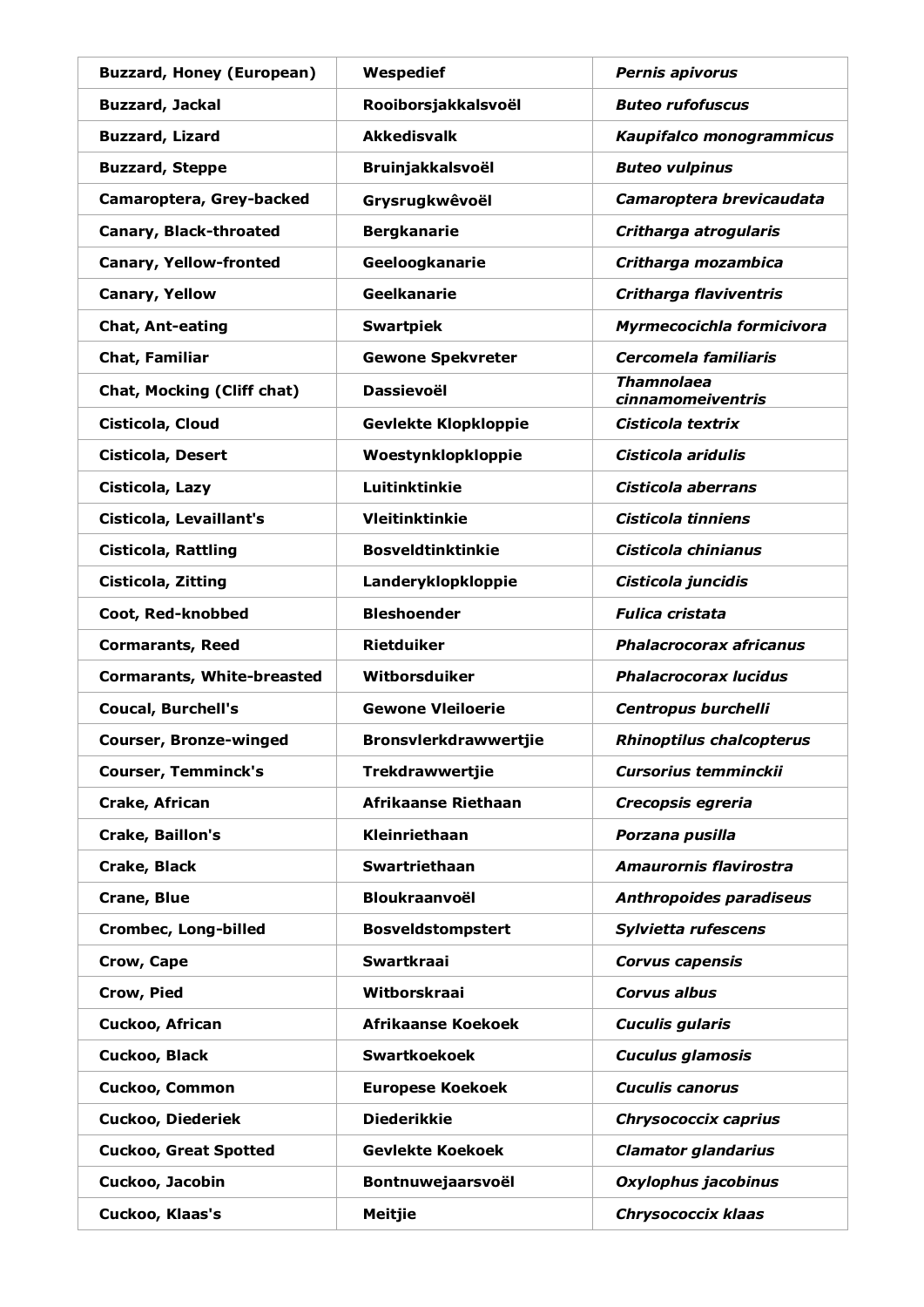| **Buzzard, Honey (European)** | **Wespedief** | ***Pernis apivorus*** |
|---|---|---|
| **Buzzard, Jackal** | **Rooiborsjakkalsvoël** | ***Buteo rufofuscus*** |
| **Buzzard, Lizard** | **Akkedisvalk** | ***Kaupifalco monogrammicus*** |
| **Buzzard, Steppe** | **Bruinjakkalsvoël** | ***Buteo vulpinus*** |
| **Camaroptera, Grey-backed** | **Grysrugkwêvoël** | ***Camaroptera brevicaudata*** |
| **Canary, Black-throated** | **Bergkanarie** | ***Critharga atrogularis*** |
| **Canary, Yellow-fronted** | **Geeloogkanarie** | ***Critharga mozambica*** |
| **Canary, Yellow** | **Geelkanarie** | ***Critharga flaviventris*** |
| **Chat, Ant-eating** | **Swartpiek** | ***Myrmecocichla formicivora*** |
| **Chat, Familiar** | **Gewone Spekvreter** | ***Cercomela familiaris*** |
| **Chat, Mocking (Cliff chat)** | **Dassievoël** | ***Thamnolaea cinnamomeiventris*** |
| **Cisticola, Cloud** | **Gevlekte Klopkloppie** | ***Cisticola textrix*** |
| **Cisticola, Desert** | **Woestynklopkloppie** | ***Cisticola aridulis*** |
| **Cisticola, Lazy** | **Luitinktinkie** | ***Cisticola aberrans*** |
| **Cisticola, Levaillant's** | **Vleitinktinkie** | ***Cisticola tinniens*** |
| **Cisticola, Rattling** | **Bosveldtinktinkie** | ***Cisticola chinianus*** |
| **Cisticola, Zitting** | **Landeryklopkloppie** | ***Cisticola juncidis*** |
| **Coot, Red-knobbed** | **Bleshoender** | ***Fulica cristata*** |
| **Cormarants, Reed** | **Rietduiker** | ***Phalacrocorax africanus*** |
| **Cormarants, White-breasted** | **Witborsduiker** | ***Phalacrocorax lucidus*** |
| **Coucal, Burchell's** | **Gewone Vleiloerie** | ***Centropus burchelli*** |
| **Courser, Bronze-winged** | **Bronsvlerkdrawwertjie** | ***Rhinoptilus chalcopterus*** |
| **Courser, Temminck's** | **Trekdrawwertjie** | ***Cursorius temminckii*** |
| **Crake, African** | **Afrikaanse Riethaan** | ***Crecopsis egreria*** |
| **Crake, Baillon's** | **Kleinriethaan** | ***Porzana pusilla*** |
| **Crake, Black** | **Swartriethaan** | ***Amaurornis flavirostra*** |
| **Crane, Blue** | **Bloukraanvoël** | ***Anthropoides paradiseus*** |
| **Crombec, Long-billed** | **Bosveldstompstert** | ***Sylvietta rufescens*** |
| **Crow, Cape** | **Swartkraai** | ***Corvus capensis*** |
| **Crow, Pied** | **Witborskraai** | ***Corvus albus*** |
| **Cuckoo, African** | **Afrikaanse Koekoek** | ***Cuculis gularis*** |
| **Cuckoo, Black** | **Swartkoekoek** | ***Cuculus glamosis*** |
| **Cuckoo, Common** | **Europese Koekoek** | ***Cuculis canorus*** |
| **Cuckoo, Diederik** | **Diederikkie** | ***Chrysococcix caprius*** |
| **Cuckoo, Great Spotted** | **Gevlekte Koekoek** | ***Clamator glandarius*** |
| **Cuckoo, Jacobin** | **Bontnuwejaarsvoël** | ***Oxylophus jacobinus*** |
| **Cuckoo, Klaas's** | **Meitjie** | ***Chrysococcix klaas*** |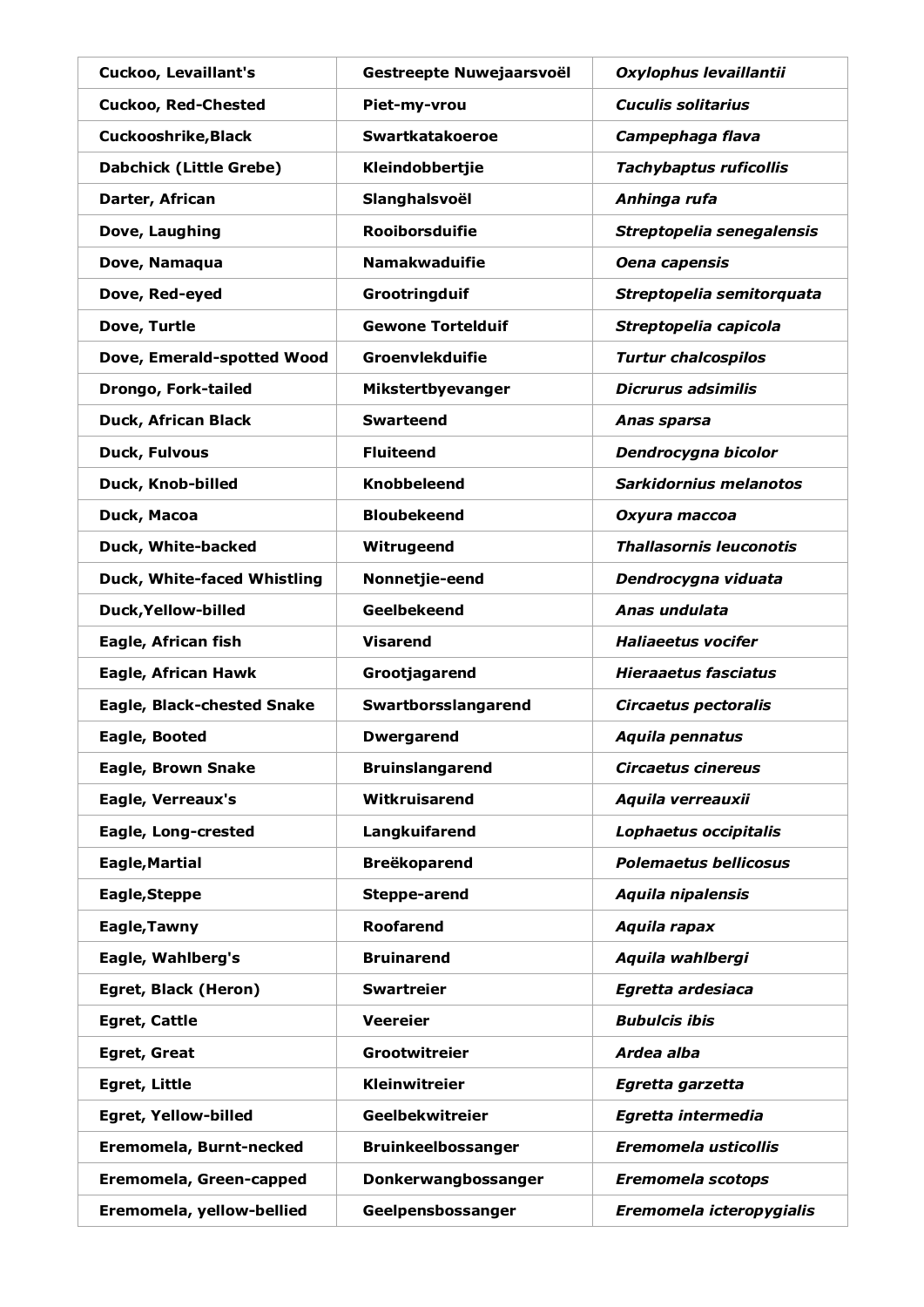| **Cuckoo, Levaillant's** | **Gestreepte Nuwejaarsvoël** | ***Oxylophus levaillantii*** |
|---|---|---|
| **Cuckoo, Red-Chested** | **Piet-my-vrou** | ***Cuculis solitarius*** |
| **Cuckooshrike,Black** | **Swartkatakoeroe** | ***Campephaga flava*** |
| **Dabchick (Little Grebe)** | **Kleindobbertjie** | ***Tachybaptus ruficollis*** |
| **Darter, African** | **Slanghalsvoël** | ***Anhinga rufa*** |
| **Dove, Laughing** | **Rooiborsduifie** | ***Streptopelia senegalensis*** |
| **Dove, Namaqua** | **Namakwaduifie** | ***Oena capensis*** |
| **Dove, Red-eyed** | **Grootringduif** | ***Streptopelia semitorquata*** |
| **Dove, Turtle** | **Gewone Tortelduif** | ***Streptopelia capicola*** |
| **Dove, Emerald-spotted Wood** | **Groenvlekduifie** | ***Turtur chalcospilos*** |
| **Drongo, Fork-tailed** | **Mikstertbyevanger** | ***Dicrurus adsimilis*** |
| **Duck, African Black** | **Swarteend** | ***Anas sparsa*** |
| **Duck, Fulvous** | **Fluiteend** | ***Dendrocygna bicolor*** |
| **Duck, Knob-billed** | **Knobbeleend** | ***Sarkidornius melanotos*** |
| **Duck, Macoa** | **Bloubekeend** | ***Oxyura maccoa*** |
| **Duck, White-backed** | **Witrugeend** | ***Thallasornis leuconotis*** |
| **Duck, White-faced Whistling** | **Nonnetjie-eend** | ***Dendrocygna viduata*** |
| **Duck,Yellow-billed** | **Geelbekeend** | ***Anas undulata*** |
| **Eagle, African fish** | **Visarend** | ***Haliaeetus vocifer*** |
| **Eagle, African Hawk** | **Grootjagarend** | ***Hieraaetus fasciatus*** |
| **Eagle, Black-chested Snake** | **Swartborsslangarend** | ***Circaetus pectoralis*** |
| **Eagle, Booted** | **Dwergarend** | ***Aquila pennatus*** |
| **Eagle, Brown Snake** | **Bruinslangarend** | ***Circaetus cinereus*** |
| **Eagle, Verreaux's** | **Witkruisarend** | ***Aquila verreauxii*** |
| **Eagle, Long-crested** | **Langkuifarend** | ***Lophaetus occipitalis*** |
| **Eagle,Martial** | **Breëkoparend** | ***Polemaetus bellicosus*** |
| **Eagle,Steppe** | **Steppe-arend** | ***Aquila nipalensis*** |
| **Eagle,Tawny** | **Roofarend** | ***Aquila rapax*** |
| **Eagle, Wahlberg's** | **Bruinarend** | ***Aquila wahlbergi*** |
| **Egret, Black (Heron)** | **Swartreier** | ***Egretta ardesiaca*** |
| **Egret, Cattle** | **Veereier** | ***Bubulcis ibis*** |
| **Egret, Great** | **Grootwitreier** | ***Ardea alba*** |
| **Egret, Little** | **Kleinwitreier** | ***Egretta garzetta*** |
| **Egret, Yellow-billed** | **Geelbekwitreier** | ***Egretta intermedia*** |
| **Eremomela, Burnt-necked** | **Bruinkeelbossanger** | ***Eremomela usticollis*** |
| **Eremomela, Green-capped** | **Donkerwangbossanger** | ***Eremomela scotops*** |
| **Eremomela, yellow-bellied** | **Geelpensbossanger** | ***Eremomela icteropygialis*** |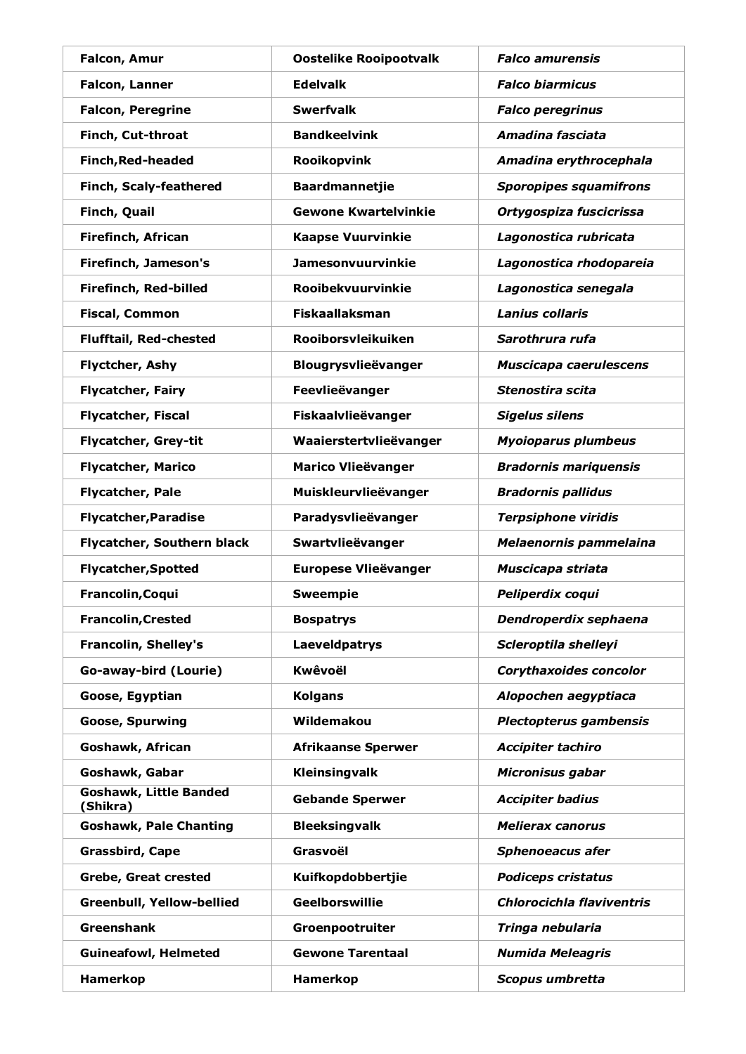| Falcon, Amur | Oostelike Rooipootvalk | *Falco amurensis* |
|---|---|---|
| Falcon, Lanner | Edelvalk | *Falco biarmicus* |
| Falcon, Peregrine | Swerfvalk | *Falco peregrinus* |
| Finch, Cut-throat | Bandkeelvink | *Amadina fasciata* |
| Finch,Red-headed | Rooikopvink | *Amadina erythrocephala* |
| Finch, Scaly-feathered | Baardmannetjie | *Sporopipes squamifrons* |
| Finch, Quail | Gewone Kwartelvinkie | *Ortygospiza fuscicrissa* |
| Firefinch, African | Kaapse Vuurvinkie | *Lagonostica rubricata* |
| Firefinch, Jameson's | Jamesonvuurvinkie | *Lagonostica rhodopareia* |
| Firefinch, Red-billed | Rooibekvuurvinkie | *Lagonostica senegala* |
| Fiscal, Common | Fiskaallaksman | *Lanius collaris* |
| Flufftail, Red-chested | Rooiborsvleikuiken | *Sarothrura rufa* |
| Flyctcher, Ashy | Blougrysvlieëvanger | *Muscicapa caerulescens* |
| Flycatcher, Fairy | Feevlieëvanger | *Stenostira scita* |
| Flycatcher, Fiscal | Fiskaalvlieëvanger | *Sigelus silens* |
| Flycatcher, Grey-tit | Waaierstertvlieëvanger | *Myioparus plumbeus* |
| Flycatcher, Marico | Marico Vlieëvanger | *Bradornis mariquensis* |
| Flycatcher, Pale | Muiskleurvlieëvanger | *Bradornis pallidus* |
| Flycatcher,Paradise | Paradysvlieëvanger | *Terpsiphone viridis* |
| Flycatcher, Southern black | Swartvlieëvanger | *Melaenornis pammelaina* |
| Flycatcher,Spotted | Europese Vlieëvanger | *Muscicapa striata* |
| Francolin,Coqui | Sweempie | *Peliperdix coqui* |
| Francolin,Crested | Bospatrys | *Dendroperdix sephaena* |
| Francolin, Shelley's | Laeveldpatrys | *Scleroptila shelleyi* |
| Go-away-bird (Lourie) | Kwêvoël | *Corythaxoides concolor* |
| Goose, Egyptian | Kolgans | *Alopochen aegyptiaca* |
| Goose, Spurwing | Wildemakou | *Plectopterus gambensis* |
| Goshawk, African | Afrikaanse Sperwer | *Accipiter tachiro* |
| Goshawk, Gabar | Kleinsingvalk | *Micronisus gabar* |
| Goshawk, Little Banded (Shikra) | Gebande Sperwer | *Accipiter badius* |
| Goshawk, Pale Chanting | Bleeksingvalk | *Melierax canorus* |
| Grassbird, Cape | Grasvoël | *Sphenoeacus afer* |
| Grebe, Great crested | Kuifkopdobbertjie | *Podiceps cristatus* |
| Greenbull, Yellow-bellied | Geelborswillie | *Chlorocichla flaviventris* |
| Greenshank | Groenpootruiter | *Tringa nebularia* |
| Guineafowl, Helmeted | Gewone Tarentaal | *Numida Meleagris* |
| Hamerkop | Hamerkop | *Scopus umbretta* |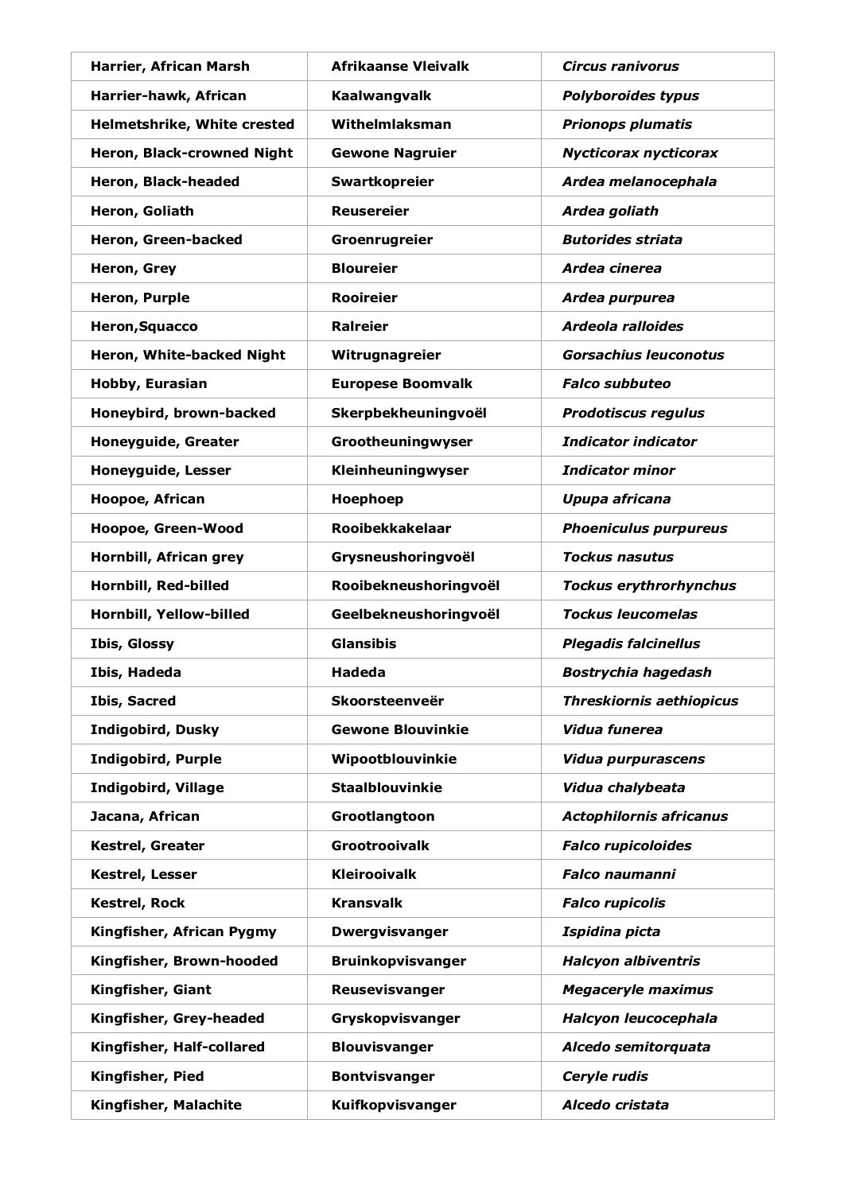| **Harrier, African Marsh** | **Afrikaanse Vleivalk** | ***Circus ranivorus*** |
|---|---|---|
| **Harrier-hawk, African** | **Kaalwangvalk** | ***Polyboroides typus*** |
| **Helmetshrike, White crested** | **Withelmlaksman** | ***Prionops plumatis*** |
| **Heron, Black-crowned Night** | **Gewone Nagruier** | ***Nycticorax nycticorax*** |
| **Heron, Black-headed** | **Swartkopreier** | ***Ardea melanocephala*** |
| **Heron, Goliath** | **Reusereier** | ***Ardea goliath*** |
| **Heron, Green-backed** | **Groenrugreier** | ***Butorides striata*** |
| **Heron, Grey** | **Bloureier** | ***Ardea cinerea*** |
| **Heron, Purple** | **Rooireier** | ***Ardea purpurea*** |
| **Heron,Squacco** | **Ralreier** | ***Ardeola ralloides*** |
| **Heron, White-backed Night** | **Witrugnagreier** | ***Gorsachius leuconotus*** |
| **Hobby, Eurasian** | **Europese Boomvalk** | ***Falco subbuteo*** |
| **Honeybird, brown-backed** | **Skerpbekheuningvoël** | ***Prodotiscus regulus*** |
| **Honeyguide, Greater** | **Grootheuningwyser** | ***Indicator indicator*** |
| **Honeyguide, Lesser** | **Kleinheuningwyser** | ***Indicator minor*** |
| **Hoopoe, African** | **Hoephoep** | ***Upupa africana*** |
| **Hoopoe, Green-Wood** | **Rooibekkakelaar** | ***Phoeniculus purpureus*** |
| **Hornbill, African grey** | **Grysneushoringvoël** | ***Tockus nasutus*** |
| **Hornbill, Red-billed** | **Rooibekneushoringvoël** | ***Tockus erythrorhynchus*** |
| **Hornbill, Yellow-billed** | **Geelbekneushoringvoël** | ***Tockus leucomelas*** |
| **Ibis, Glossy** | **Glansibis** | ***Plegadis falcinellus*** |
| **Ibis, Hadeda** | **Hadeda** | ***Bostrychia hagedash*** |
| **Ibis, Sacred** | **Skoorsteenveër** | ***Threskiornis aethiopicus*** |
| **Indigobird, Dusky** | **Gewone Blouvinkie** | ***Vidua funerea*** |
| **Indigobird, Purple** | **Wipootblouvinkie** | ***Vidua purpurascens*** |
| **Indigobird, Village** | **Staalblouvinkie** | ***Vidua chalybeata*** |
| **Jacana, African** | **Grootlangtoon** | ***Actophilornis africanus*** |
| **Kestrel, Greater** | **Grootrooivalk** | ***Falco rupicoloides*** |
| **Kestrel, Lesser** | **Kleirooivalk** | ***Falco naumanni*** |
| **Kestrel, Rock** | **Kransvalk** | ***Falco rupicolis*** |
| **Kingfisher, African Pygmy** | **Dwergvisvanger** | ***Ispidina picta*** |
| **Kingfisher, Brown-hooded** | **Bruinkopvisvanger** | ***Halcyon albiventris*** |
| **Kingfisher, Giant** | **Reusevisvanger** | ***Megaceryle maximus*** |
| **Kingfisher, Grey-headed** | **Gryskopvisvanger** | ***Halcyon leucocephala*** |
| **Kingfisher, Half-collared** | **Blouvisvanger** | ***Alcedo semitorquata*** |
| **Kingfisher, Pied** | **Bontvisvanger** | ***Ceryle rudis*** |
| **Kingfisher, Malachite** | **Kuifkopvisvanger** | ***Alcedo cristata*** |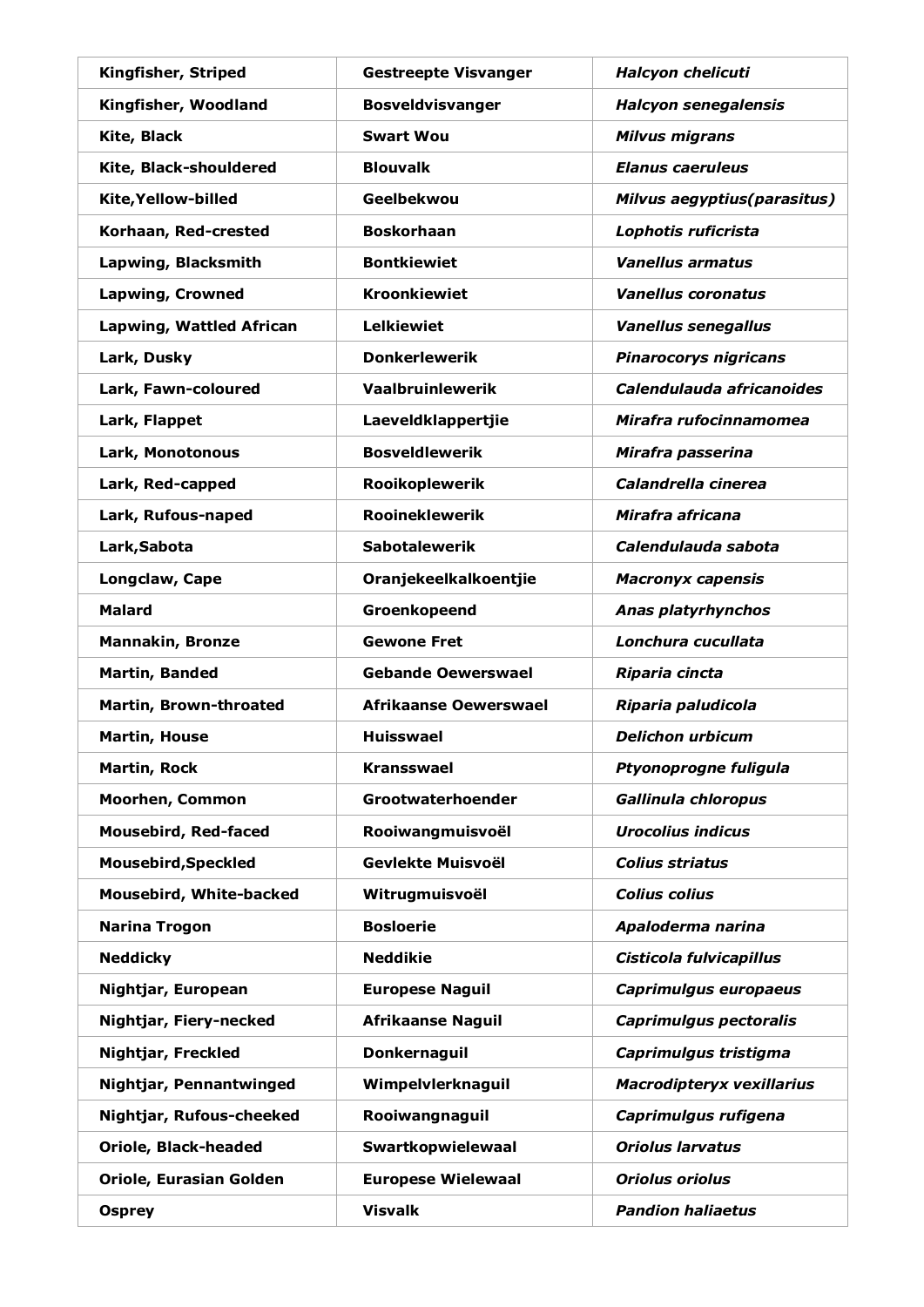| **Kingfisher, Striped** | **Gestreepte Visvanger** | ***Halcyon chelicuti*** |
|---|---|---|
| **Kingfisher, Woodland** | **Bosveldvisvanger** | ***Halcyon senegalensis*** |
| **Kite, Black** | **Swart Wou** | ***Milvus migrans*** |
| **Kite, Black-shouldered** | **Blouvalk** | ***Elanus caeruleus*** |
| **Kite,Yellow-billed** | **Geelbekwou** | ***Milvus aegyptius(parasitus)*** |
| **Korhaan, Red-crested** | **Boskorhaan** | ***Lophotis ruficrista*** |
| **Lapwing, Blacksmith** | **Bontkiewiet** | ***Vanellus armatus*** |
| **Lapwing, Crowned** | **Kroonkiewiet** | ***Vanellus coronatus*** |
| **Lapwing, Wattled African** | **Lelkiewiet** | ***Vanellus senegallus*** |
| **Lark, Dusky** | **Donkerlewerik** | ***Pinarocorys nigricans*** |
| **Lark, Fawn-coloured** | **Vaalbruinlewerik** | ***Calendulauda africanoides*** |
| **Lark, Flappet** | **Laeveldklappertjie** | ***Mirafra rufocinnamomea*** |
| **Lark, Monotonous** | **Bosveldlewerik** | ***Mirafra passerina*** |
| **Lark, Red-capped** | **Rooikoplewerik** | ***Calandrella cinerea*** |
| **Lark, Rufous-naped** | **Rooineklewerik** | ***Mirafra africana*** |
| **Lark,Sabota** | **Sabotalewerik** | ***Calendulauda sabota*** |
| **Longclaw, Cape** | **Oranjekeelkalkoentjie** | ***Macronyx capensis*** |
| **Malard** | **Groenkopeend** | ***Anas platyrhynchos*** |
| **Mannakin, Bronze** | **Gewone Fret** | ***Lonchura cucullata*** |
| **Martin, Banded** | **Gebande Oewerswael** | ***Riparia cincta*** |
| **Martin, Brown-throated** | **Afrikaanse Oewerswael** | ***Riparia paludicola*** |
| **Martin, House** | **Huisswael** | ***Delichon urbicum*** |
| **Martin, Rock** | **Kransswael** | ***Ptyonoprogne fuligula*** |
| **Moorhen, Common** | **Grootwaterhoender** | ***Gallinula chloropus*** |
| **Mousebird, Red-faced** | **Rooiwangmuisvoël** | ***Urocolius indicus*** |
| **Mousebird,Speckled** | **Gevlekte Muisvoël** | ***Colius striatus*** |
| **Mousebird, White-backed** | **Witrugmuisvoël** | ***Colius colius*** |
| **Narina Trogon** | **Bosloerie** | ***Apaloderma narina*** |
| **Neddicky** | **Neddikie** | ***Cisticola fulvicapillus*** |
| **Nightjar, European** | **Europese Naguil** | ***Caprimulgus europaeus*** |
| **Nightjar, Fiery-necked** | **Afrikaanse Naguil** | ***Caprimulgus pectoralis*** |
| **Nightjar, Freckled** | **Donkernaguil** | ***Caprimulgus tristigma*** |
| **Nightjar, Pennantwinged** | **Wimpelvlerknaguil** | ***Macrodipteryx vexillarius*** |
| **Nightjar, Rufous-cheeked** | **Rooiwangnaguil** | ***Caprimulgus rufigena*** |
| **Oriole, Black-headed** | **Swartkopwielewaal** | ***Oriolus larvatus*** |
| **Oriole, Eurasian Golden** | **Europese Wielewaal** | ***Oriolus oriolus*** |
| **Osprey** | **Visvalk** | ***Pandion haliaetus*** |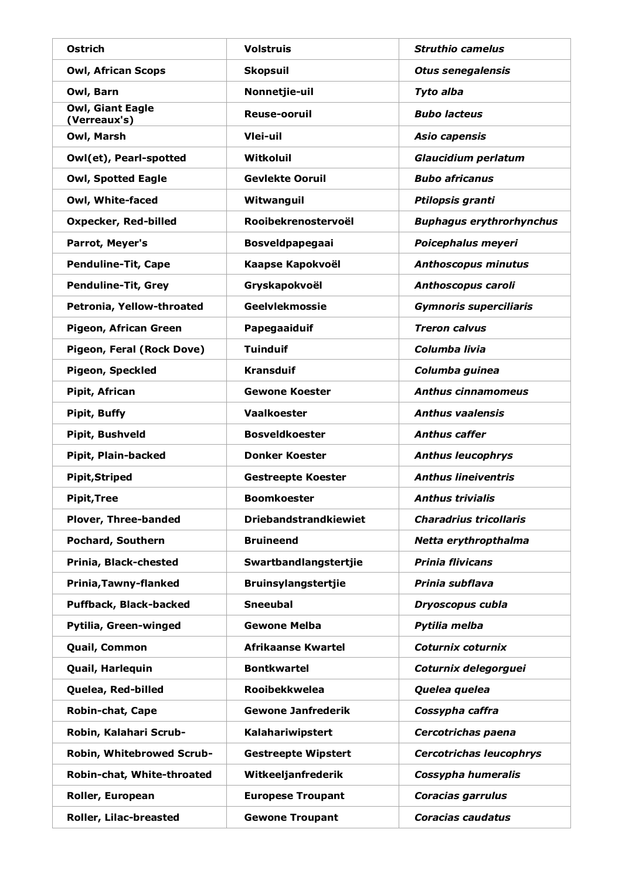| Ostrich | Volstruis | *Struthio camelus* |
|---|---|---|
| Owl, African Scops | Skopsuil | *Otus senegalensis* |
| Owl, Barn | Nonnetjie-uil | *Tyto alba* |
| Owl, Giant Eagle (Verreaux's) | Reuse-ooruil | *Bubo lacteus* |
| Owl, Marsh | Vlei-uil | *Asio capensis* |
| Owl(et), Pearl-spotted | Witkoluil | *Glaucidium perlatum* |
| Owl, Spotted Eagle | Gevlekte Ooruil | *Bubo africanus* |
| Owl, White-faced | Witwanguil | *Ptilopsis granti* |
| Oxpecker, Red-billed | Rooibekrenostervoël | *Buphagus erythrorhynchus* |
| Parrot, Meyer's | Bosveldpapegaai | *Poicephalus meyeri* |
| Penduline-Tit, Cape | Kaapse Kapokvoël | *Anthoscopus minutus* |
| Penduline-Tit, Grey | Gryskapokvoël | *Anthoscopus caroli* |
| Petronia, Yellow-throated | Geelvlekmossie | *Gymnoris superciliaris* |
| Pigeon, African Green | Papegaaiduif | *Treron calvus* |
| Pigeon, Feral (Rock Dove) | Tuinduif | *Columba livia* |
| Pigeon, Speckled | Kransduif | *Columba guinea* |
| Pipit, African | Gewone Koester | *Anthus cinnamomeus* |
| Pipit, Buffy | Vaalkoester | *Anthus vaalensis* |
| Pipit, Bushveld | Bosveldkoester | *Anthus caffer* |
| Pipit, Plain-backed | Donker Koester | *Anthus leucophrys* |
| Pipit,Striped | Gestreepte Koester | *Anthus lineiventris* |
| Pipit,Tree | Boomkoester | *Anthus trivialis* |
| Plover, Three-banded | Driebandstrandkiewiet | *Charadrius tricollaris* |
| Pochard, Southern | Bruineend | *Netta erythropthalma* |
| Prinia, Black-chested | Swartbandlangstertjie | *Prinia flivicans* |
| Prinia,Tawny-flanked | Bruinsylangstertjie | *Prinia subflava* |
| Puffback, Black-backed | Sneeubal | *Dryoscopus cubla* |
| Pytilia, Green-winged | Gewone Melba | *Pytilia melba* |
| Quail, Common | Afrikaanse Kwartel | *Coturnix coturnix* |
| Quail, Harlequin | Bontkwartel | *Coturnix delegorguei* |
| Quelea, Red-billed | Rooibekkwelea | *Quelea quelea* |
| Robin-chat, Cape | Gewone Janfrederik | *Cossypha caffra* |
| Robin, Kalahari Scrub- | Kalahariwipstert | *Cercotrichas paena* |
| Robin, Whitebrowed Scrub- | Gestreepte Wipstert | *Cercotrichas leucophrys* |
| Robin-chat, White-throated | Witkeeljanfrederik | *Cossypha humeralis* |
| Roller, European | Europese Troupant | *Coracias garrulus* |
| Roller, Lilac-breasted | Gewone Troupant | *Coracias caudatus* |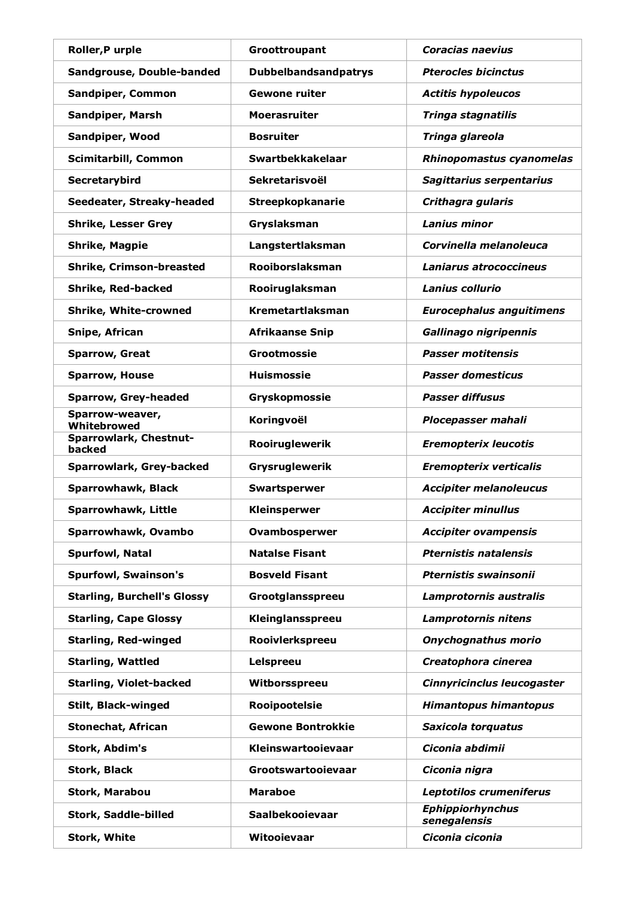| **Roller,P urple** | **Groottroupant** | ***Coracias naevius*** |
|---|---|---|
| **Sandgrouse, Double-banded** | **Dubbelbandsandpatrys** | ***Pterocles bicinctus*** |
| **Sandpiper, Common** | **Gewone ruiter** | ***Actitis hypoleucos*** |
| **Sandpiper, Marsh** | **Moerasruiter** | ***Tringa stagnatilis*** |
| **Sandpiper, Wood** | **Bosruiter** | ***Tringa glareola*** |
| **Scimitarbill, Common** | **Swartbekkakelaar** | ***Rhinopomastus cyanomelas*** |
| **Secretarybird** | **Sekretarisvoël** | ***Sagittarius serpentarius*** |
| **Seedeater, Streaky-headed** | **Streepkopkanarie** | ***Crithagra gularis*** |
| **Shrike, Lesser Grey** | **Gryslaksman** | ***Lanius minor*** |
| **Shrike, Magpie** | **Langstertlaksman** | ***Corvinella melanoleuca*** |
| **Shrike, Crimson-breasted** | **Rooiborslaksman** | ***Laniarus atrococcineus*** |
| **Shrike, Red-backed** | **Rooiruglaksman** | ***Lanius collurio*** |
| **Shrike, White-crowned** | **Kremetartlaksman** | ***Eurocephalus anguitimens*** |
| **Snipe, African** | **Afrikaanse Snip** | ***Gallinago nigripennis*** |
| **Sparrow, Great** | **Grootmossie** | ***Passer motitensis*** |
| **Sparrow, House** | **Huismossie** | ***Passer domesticus*** |
| **Sparrow, Grey-headed** | **Gryskopmossie** | ***Passer diffusus*** |
| **Sparrow-weaver, Whitebrowed** | **Koringvoël** | ***Plocepasser mahali*** |
| **Sparrowlark, Chestnut-backed** | **Rooiruglewerik** | ***Eremopterix leucotis*** |
| **Sparrowlark, Grey-backed** | **Grysruglewerik** | ***Eremopterix verticalis*** |
| **Sparrowhawk, Black** | **Swartsperwer** | ***Accipiter melanoleucus*** |
| **Sparrowhawk, Little** | **Kleinsperwer** | ***Accipiter minullus*** |
| **Sparrowhawk, Ovambo** | **Ovambosperwer** | ***Accipiter ovampensis*** |
| **Spurfowl, Natal** | **Natalse Fisant** | ***Pternistis natalensis*** |
| **Spurfowl, Swainson's** | **Bosveld Fisant** | ***Pternistis swainsonii*** |
| **Starling, Burchell's Glossy** | **Grootglansspreeu** | ***Lamprotornis australis*** |
| **Starling, Cape Glossy** | **Kleinglansspreeu** | ***Lamprotornis nitens*** |
| **Starling, Red-winged** | **Rooivlerkspreeu** | ***Onychognathus morio*** |
| **Starling, Wattled** | **Lelspreeu** | ***Creatophora cinerea*** |
| **Starling, Violet-backed** | **Witborsspreeu** | ***Cinnyricinclus leucogaster*** |
| **Stilt, Black-winged** | **Rooipootelsie** | ***Himantopus himantopus*** |
| **Stonechat, African** | **Gewone Bontrokkie** | ***Saxicola torquatus*** |
| **Stork, Abdim's** | **Kleinswartooievaar** | ***Ciconia abdimii*** |
| **Stork, Black** | **Grootswartooievaar** | ***Ciconia nigra*** |
| **Stork, Marabou** | **Maraboe** | ***Leptotilos crumeniferus*** |
| **Stork, Saddle-billed** | **Saalbekooievaar** | ***Ephippiorhynchus senegalensis*** |
| **Stork, White** | **Witooievaar** | ***Ciconia ciconia*** |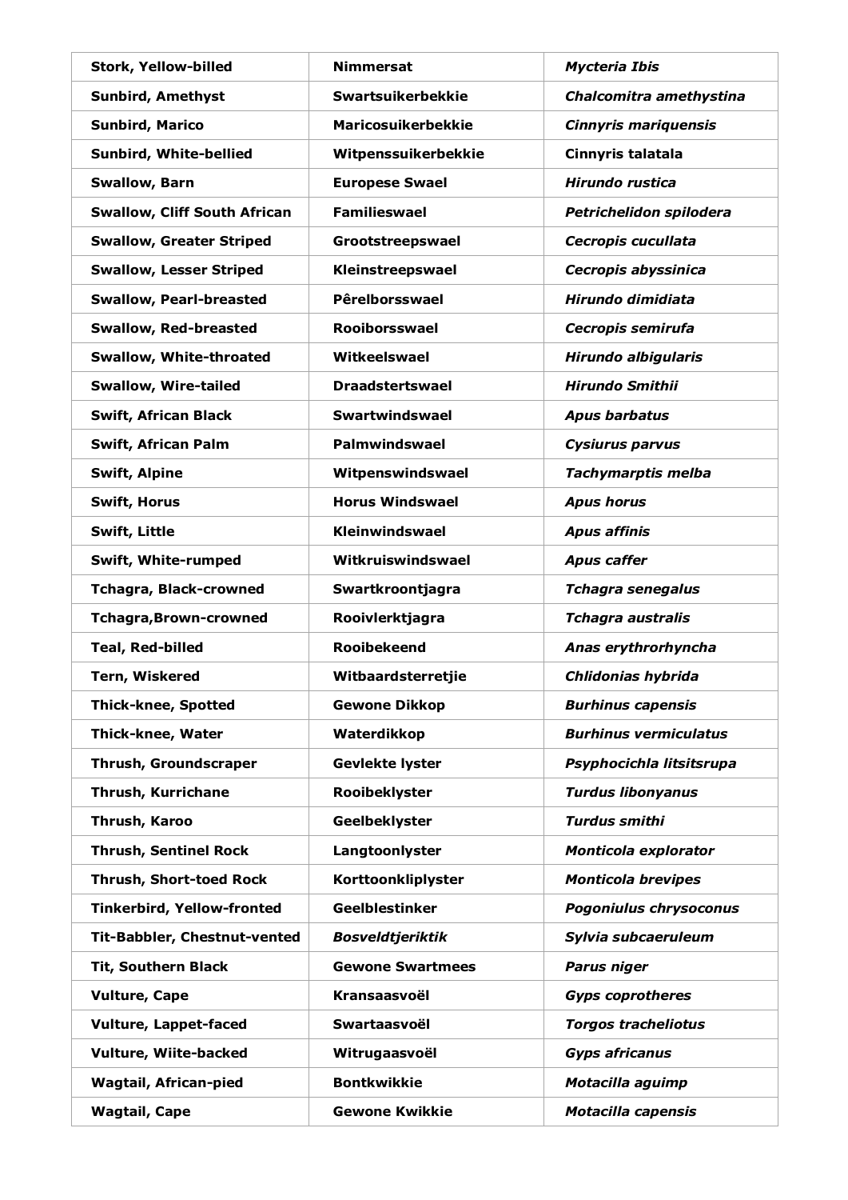| **Stork, Yellow-billed** | **Nimmersat** | ***Mycteria Ibis*** |
|---|---|---|
| **Sunbird, Amethyst** | **Swartsuikerbekkie** | ***Chalcomitra amethystina*** |
| **Sunbird, Marico** | **Maricosuikerbekkie** | ***Cinnyris mariquensis*** |
| **Sunbird, White-bellied** | **Witpenssuikerbekkie** | **Cinnyris talatala** |
| **Swallow, Barn** | **Europese Swael** | ***Hirundo rustica*** |
| **Swallow, Cliff South African** | **Familieswael** | ***Petrichelidon spilodera*** |
| **Swallow, Greater Striped** | **Grootstreepswael** | ***Cecropis cucullata*** |
| **Swallow, Lesser Striped** | **Kleinstreepswael** | ***Cecropis abyssinica*** |
| **Swallow, Pearl-breasted** | **Pêrelborsswael** | ***Hirundo dimidiata*** |
| **Swallow, Red-breasted** | **Rooiborsswael** | ***Cecropis semirufa*** |
| **Swallow, White-throated** | **Witkeelswael** | ***Hirundo albigularis*** |
| **Swallow, Wire-tailed** | **Draadstertswael** | ***Hirundo Smithii*** |
| **Swift, African Black** | **Swartwindswael** | ***Apus barbatus*** |
| **Swift, African Palm** | **Palmwindswael** | ***Cysiurus parvus*** |
| **Swift, Alpine** | **Witpenswindswael** | ***Tachymarptis melba*** |
| **Swift, Horus** | **Horus Windswael** | ***Apus horus*** |
| **Swift, Little** | **Kleinwindswael** | ***Apus affinis*** |
| **Swift, White-rumped** | **Witkruiswindswael** | ***Apus caffer*** |
| **Tchagra, Black-crowned** | **Swartkroontjagra** | ***Tchagra senegalus*** |
| **Tchagra,Brown-crowned** | **Rooivlerktjagra** | ***Tchagra australis*** |
| **Teal, Red-billed** | **Rooibekeend** | ***Anas erythrorhyncha*** |
| **Tern, Wiskered** | **Witbaardsterretjie** | ***Chlidonias hybrida*** |
| **Thick-knee, Spotted** | **Gewone Dikkop** | ***Burhinus capensis*** |
| **Thick-knee, Water** | **Waterdikkop** | ***Burhinus vermiculatus*** |
| **Thrush, Groundscraper** | **Gevlekte lyster** | ***Psyphocichla litsitsrupa*** |
| **Thrush, Kurrichane** | **Rooibeklyster** | ***Turdus libonyanus*** |
| **Thrush, Karoo** | **Geelbeklyster** | ***Turdus smithi*** |
| **Thrush, Sentinel Rock** | **Langtoonlyster** | ***Monticola explorator*** |
| **Thrush, Short-toed Rock** | **Korttoonkliplyster** | ***Monticola brevipes*** |
| **Tinkerbird, Yellow-fronted** | **Geelblestinker** | ***Pogoniulus chrysoconus*** |
| **Tit-Babbler, Chestnut-vented** | ***Bosveldtjeriktik*** | ***Sylvia subcaeruleum*** |
| **Tit, Southern Black** | **Gewone Swartmees** | ***Parus niger*** |
| **Vulture, Cape** | **Kransaasvoël** | ***Gyps coprotheres*** |
| **Vulture, Lappet-faced** | **Swartaasvoël** | ***Torgos tracheliotus*** |
| **Vulture, Wiite-backed** | **Witrugaasvoël** | ***Gyps africanus*** |
| **Wagtail, African-pied** | **Bontkwikkie** | ***Motacilla aguimp*** |
| **Wagtail, Cape** | **Gewone Kwikkie** | ***Motacilla capensis*** |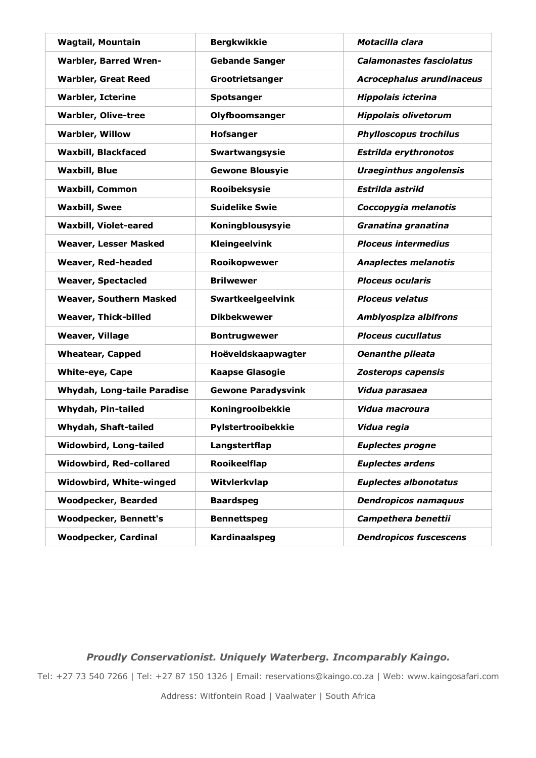| | | |
|---|---|---|
| **Wagtail, Mountain** | **Bergkwikkie** | ***Motacilla clara*** |
| **Warbler, Barred Wren-** | **Gebande Sanger** | ***Calamonastes fasciolatus*** |
| **Warbler, Great Reed** | **Grootrietsanger** | ***Acrocephalus arundinaceus*** |
| **Warbler, Icterine** | **Spotsanger** | ***Hippolais icterina*** |
| **Warbler, Olive-tree** | **Olyfboomsanger** | ***Hippolais olivetorum*** |
| **Warbler, Willow** | **Hofsanger** | ***Phylloscopus trochilus*** |
| **Waxbill, Blackfaced** | **Swartwangsysie** | ***Estrilda erythronotos*** |
| **Waxbill, Blue** | **Gewone Blousyie** | ***Uraeginthus angolensis*** |
| **Waxbill, Common** | **Rooibeksysie** | ***Estrilda astrild*** |
| **Waxbill, Swee** | **Suidelike Swie** | ***Coccopygia melanotis*** |
| **Waxbill, Violet-eared** | **Koningblousysyie** | ***Granatina granatina*** |
| **Weaver, Lesser Masked** | **Kleingeelvink** | ***Ploceus intermedius*** |
| **Weaver, Red-headed** | **Rooikopwewer** | ***Anaplectes melanotis*** |
| **Weaver, Spectacled** | **Brilwewer** | ***Ploceus ocularis*** |
| **Weaver, Southern Masked** | **Swartkeelgeelvink** | ***Ploceus velatus*** |
| **Weaver, Thick-billed** | **Dikbekwewer** | ***Amblyospiza albifrons*** |
| **Weaver, Village** | **Bontrugwewer** | ***Ploceus cucullatus*** |
| **Wheatear, Capped** | **Hoëveldskaapwagter** | ***Oenanthe pileata*** |
| **White-eye, Cape** | **Kaapse Glasogie** | ***Zosterops capensis*** |
| **Whydah, Long-taile Paradise** | **Gewone Paradysvink** | ***Vidua parasaea*** |
| **Whydah, Pin-tailed** | **Koningrooibekkie** | ***Vidua macroura*** |
| **Whydah, Shaft-tailed** | **Pylstertrooibekkie** | ***Vidua regia*** |
| **Widowbird, Long-tailed** | **Langstertflap** | ***Euplectes progne*** |
| **Widowbird, Red-collared** | **Rooikeelflap** | ***Euplectes ardens*** |
| **Widowbird, White-winged** | **Witvlerkvlap** | ***Euplectes albonotatus*** |
| **Woodpecker, Bearded** | **Baardspeg** | ***Dendropicos namaquus*** |
| **Woodpecker, Bennett's** | **Bennettspeg** | ***Campethera benettii*** |
| **Woodpecker, Cardinal** | **Kardinaalspeg** | ***Dendropicos fuscescens*** |

***Proudly Conservationist. Uniquely Waterberg. Incomparably Kaingo.***

Tel: +27 73 540 7266 | Tel: +27 87 150 1326 | Email: reservations@kaingo.co.za | Web: www.kaingosafari.com

Address: Witfontein Road | Vaalwater | South Africa